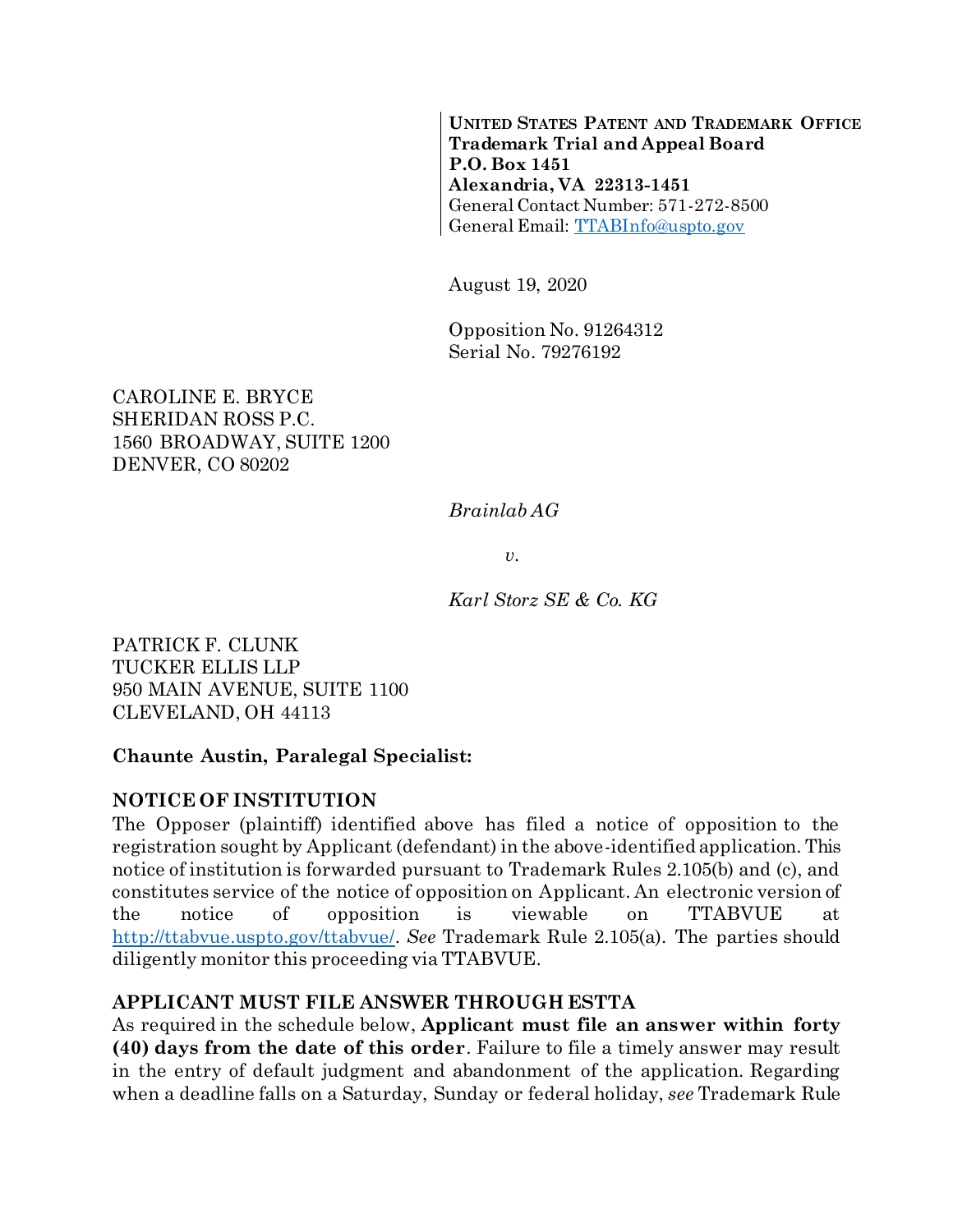**UNITED STATES PATENT AND TRADEMARK OFFICE**
**Trademark Trial and Appeal Board**
**P.O. Box 1451**
**Alexandria, VA 22313-1451**
General Contact Number: 571-272-8500
General Email: TTABInfo@uspto.gov

August 19, 2020

Opposition No. 91264312
Serial No. 79276192

CAROLINE E. BRYCE
SHERIDAN ROSS P.C.
1560 BROADWAY, SUITE 1200
DENVER, CO 80202

*Brainlab AG*

*v.*

*Karl Storz SE & Co. KG*

PATRICK F. CLUNK
TUCKER ELLIS LLP
950 MAIN AVENUE, SUITE 1100
CLEVELAND, OH 44113

**Chaunte Austin, Paralegal Specialist:**

**NOTICE OF INSTITUTION**

The Opposer (plaintiff) identified above has filed a notice of opposition to the registration sought by Applicant (defendant) in the above-identified application. This notice of institution is forwarded pursuant to Trademark Rules 2.105(b) and (c), and constitutes service of the notice of opposition on Applicant. An electronic version of the notice of opposition is viewable on TTABVUE at http://ttabvue.uspto.gov/ttabvue/. *See* Trademark Rule 2.105(a). The parties should diligently monitor this proceeding via TTABVUE.

**APPLICANT MUST FILE ANSWER THROUGH ESTTA**

As required in the schedule below, **Applicant must file an answer within forty (40) days from the date of this order**. Failure to file a timely answer may result in the entry of default judgment and abandonment of the application. Regarding when a deadline falls on a Saturday, Sunday or federal holiday, *see* Trademark Rule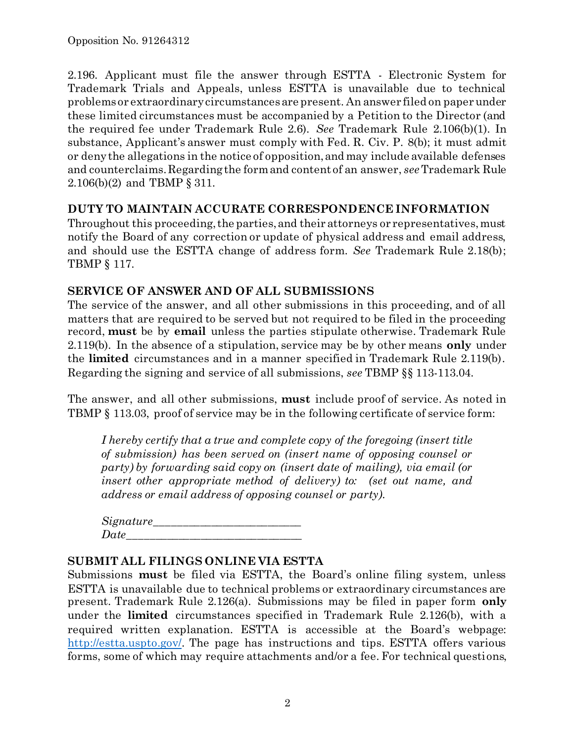2.196. Applicant must file the answer through ESTTA - Electronic System for Trademark Trials and Appeals, unless ESTTA is unavailable due to technical problems or extraordinary circumstances are present. An answer filed on paper under these limited circumstances must be accompanied by a Petition to the Director (and the required fee under Trademark Rule 2.6). *See* Trademark Rule 2.106(b)(1). In substance, Applicant's answer must comply with Fed. R. Civ. P. 8(b); it must admit or deny the allegations in the notice of opposition, and may include available defenses and counterclaims. Regarding the form and content of an answer, *see* Trademark Rule 2.106(b)(2) and TBMP § 311.

## DUTY TO MAINTAIN ACCURATE CORRESPONDENCE INFORMATION

Throughout this proceeding, the parties, and their attorneys or representatives, must notify the Board of any correction or update of physical address and email address, and should use the ESTTA change of address form. *See* Trademark Rule 2.18(b); TBMP § 117.

## SERVICE OF ANSWER AND OF ALL SUBMISSIONS

The service of the answer, and all other submissions in this proceeding, and of all matters that are required to be served but not required to be filed in the proceeding record, **must** be by **email** unless the parties stipulate otherwise. Trademark Rule 2.119(b). In the absence of a stipulation, service may be by other means **only** under the **limited** circumstances and in a manner specified in Trademark Rule 2.119(b). Regarding the signing and service of all submissions, *see* TBMP §§ 113-113.04.

The answer, and all other submissions, **must** include proof of service. As noted in TBMP § 113.03, proof of service may be in the following certificate of service form:

> *I hereby certify that a true and complete copy of the foregoing (insert title of submission) has been served on (insert name of opposing counsel or party) by forwarding said copy on (insert date of mailing), via email (or insert other appropriate method of delivery) to: (set out name, and address or email address of opposing counsel or party).*
>
> *Signature*___________________________
> *Date*________________________________

## SUBMIT ALL FILINGS ONLINE VIA ESTTA

Submissions **must** be filed via ESTTA, the Board's online filing system, unless ESTTA is unavailable due to technical problems or extraordinary circumstances are present. Trademark Rule 2.126(a). Submissions may be filed in paper form **only** under the **limited** circumstances specified in Trademark Rule 2.126(b), with a required written explanation. ESTTA is accessible at the Board's webpage: [http://estta.uspto.gov/](http://estta.uspto.gov/). The page has instructions and tips. ESTTA offers various forms, some of which may require attachments and/or a fee. For technical questions,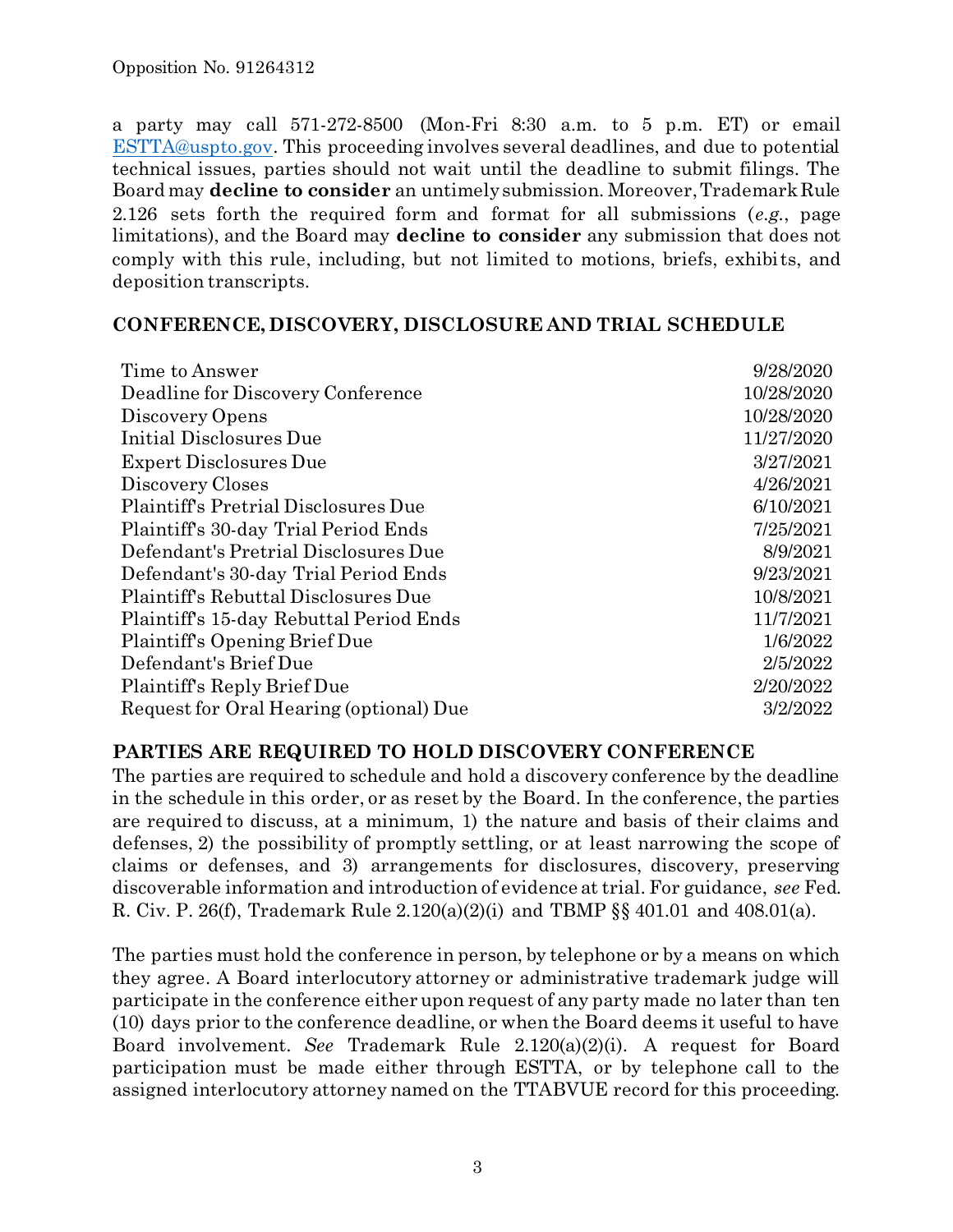a party may call 571-272-8500 (Mon-Fri 8:30 a.m. to 5 p.m. ET) or email ESTTA@uspto.gov. This proceeding involves several deadlines, and due to potential technical issues, parties should not wait until the deadline to submit filings. The Board may **decline to consider** an untimely submission. Moreover, Trademark Rule 2.126 sets forth the required form and format for all submissions (*e.g.*, page limitations), and the Board may **decline to consider** any submission that does not comply with this rule, including, but not limited to motions, briefs, exhibits, and deposition transcripts.

## CONFERENCE, DISCOVERY, DISCLOSURE AND TRIAL SCHEDULE

| | |
|---|---|
| Time to Answer | 9/28/2020 |
| Deadline for Discovery Conference | 10/28/2020 |
| Discovery Opens | 10/28/2020 |
| Initial Disclosures Due | 11/27/2020 |
| Expert Disclosures Due | 3/27/2021 |
| Discovery Closes | 4/26/2021 |
| Plaintiff's Pretrial Disclosures Due | 6/10/2021 |
| Plaintiff's 30-day Trial Period Ends | 7/25/2021 |
| Defendant's Pretrial Disclosures Due | 8/9/2021 |
| Defendant's 30-day Trial Period Ends | 9/23/2021 |
| Plaintiff's Rebuttal Disclosures Due | 10/8/2021 |
| Plaintiff's 15-day Rebuttal Period Ends | 11/7/2021 |
| Plaintiff's Opening Brief Due | 1/6/2022 |
| Defendant's Brief Due | 2/5/2022 |
| Plaintiff's Reply Brief Due | 2/20/2022 |
| Request for Oral Hearing (optional) Due | 3/2/2022 |

## PARTIES ARE REQUIRED TO HOLD DISCOVERY CONFERENCE

The parties are required to schedule and hold a discovery conference by the deadline in the schedule in this order, or as reset by the Board. In the conference, the parties are required to discuss, at a minimum, 1) the nature and basis of their claims and defenses, 2) the possibility of promptly settling, or at least narrowing the scope of claims or defenses, and 3) arrangements for disclosures, discovery, preserving discoverable information and introduction of evidence at trial. For guidance, *see* Fed. R. Civ. P. 26(f), Trademark Rule 2.120(a)(2)(i) and TBMP §§ 401.01 and 408.01(a).

The parties must hold the conference in person, by telephone or by a means on which they agree. A Board interlocutory attorney or administrative trademark judge will participate in the conference either upon request of any party made no later than ten (10) days prior to the conference deadline, or when the Board deems it useful to have Board involvement. *See* Trademark Rule 2.120(a)(2)(i). A request for Board participation must be made either through ESTTA, or by telephone call to the assigned interlocutory attorney named on the TTABVUE record for this proceeding.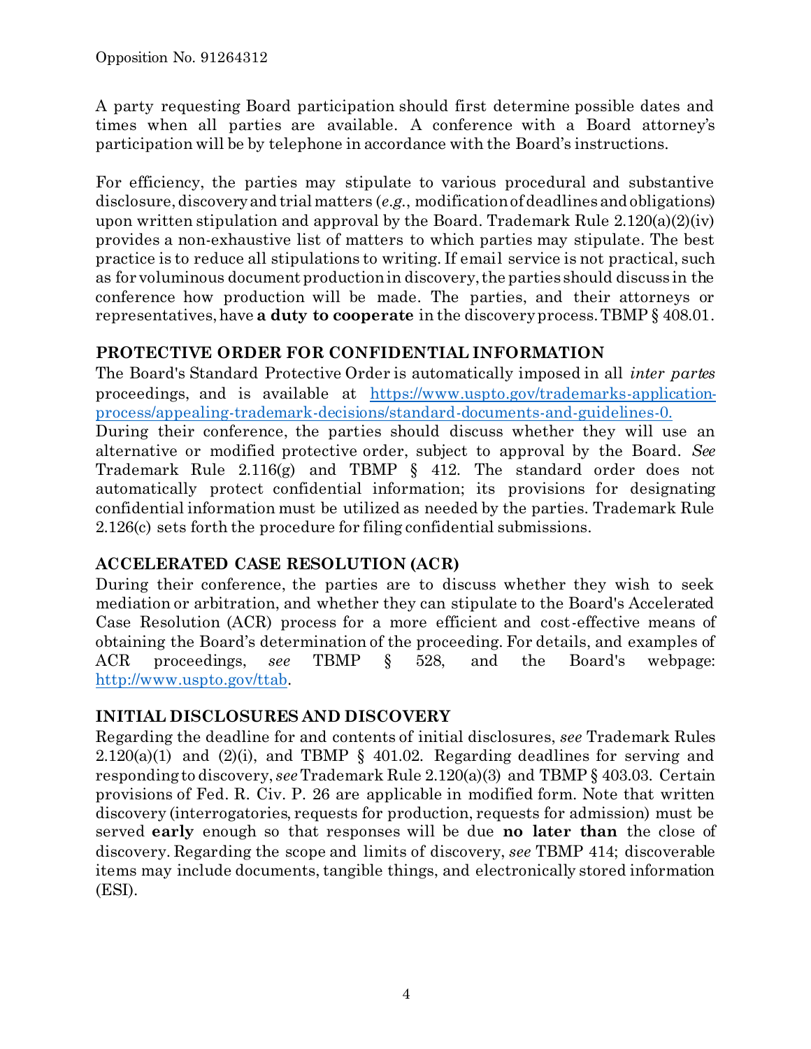A party requesting Board participation should first determine possible dates and times when all parties are available. A conference with a Board attorney's participation will be by telephone in accordance with the Board's instructions.

For efficiency, the parties may stipulate to various procedural and substantive disclosure, discovery and trial matters (*e.g.*, modification of deadlines and obligations) upon written stipulation and approval by the Board. Trademark Rule 2.120(a)(2)(iv) provides a non-exhaustive list of matters to which parties may stipulate. The best practice is to reduce all stipulations to writing. If email service is not practical, such as for voluminous document production in discovery, the parties should discuss in the conference how production will be made. The parties, and their attorneys or representatives, have **a duty to cooperate** in the discovery process. TBMP § 408.01.

## PROTECTIVE ORDER FOR CONFIDENTIAL INFORMATION

The Board's Standard Protective Order is automatically imposed in all *inter partes* proceedings, and is available at [https://www.uspto.gov/trademarks-application-process/appealing-trademark-decisions/standard-documents-and-guidelines-0.](https://www.uspto.gov/trademarks-application-process/appealing-trademark-decisions/standard-documents-and-guidelines-0)

During their conference, the parties should discuss whether they will use an alternative or modified protective order, subject to approval by the Board. *See* Trademark Rule 2.116(g) and TBMP § 412. The standard order does not automatically protect confidential information; its provisions for designating confidential information must be utilized as needed by the parties. Trademark Rule 2.126(c) sets forth the procedure for filing confidential submissions.

## ACCELERATED CASE RESOLUTION (ACR)

During their conference, the parties are to discuss whether they wish to seek mediation or arbitration, and whether they can stipulate to the Board's Accelerated Case Resolution (ACR) process for a more efficient and cost-effective means of obtaining the Board's determination of the proceeding. For details, and examples of ACR proceedings, *see* TBMP § 528, and the Board's webpage: [http://www.uspto.gov/ttab](http://www.uspto.gov/ttab).

## INITIAL DISCLOSURES AND DISCOVERY

Regarding the deadline for and contents of initial disclosures, *see* Trademark Rules 2.120(a)(1) and (2)(i), and TBMP § 401.02. Regarding deadlines for serving and responding to discovery, *see* Trademark Rule 2.120(a)(3) and TBMP § 403.03. Certain provisions of Fed. R. Civ. P. 26 are applicable in modified form. Note that written discovery (interrogatories, requests for production, requests for admission) must be served **early** enough so that responses will be due **no later than** the close of discovery. Regarding the scope and limits of discovery, *see* TBMP 414; discoverable items may include documents, tangible things, and electronically stored information (ESI).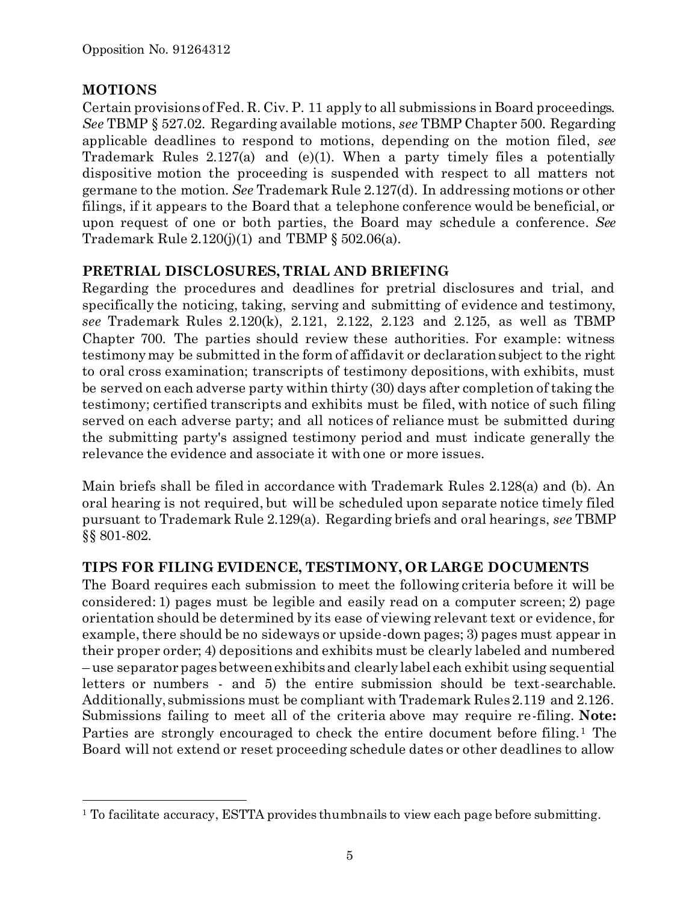## MOTIONS

Certain provisions of Fed. R. Civ. P. 11 apply to all submissions in Board proceedings. *See* TBMP § 527.02. Regarding available motions, *see* TBMP Chapter 500. Regarding applicable deadlines to respond to motions, depending on the motion filed, *see* Trademark Rules 2.127(a) and (e)(1). When a party timely files a potentially dispositive motion the proceeding is suspended with respect to all matters not germane to the motion. *See* Trademark Rule 2.127(d). In addressing motions or other filings, if it appears to the Board that a telephone conference would be beneficial, or upon request of one or both parties, the Board may schedule a conference. *See* Trademark Rule 2.120(j)(1) and TBMP § 502.06(a).

## PRETRIAL DISCLOSURES, TRIAL AND BRIEFING

Regarding the procedures and deadlines for pretrial disclosures and trial, and specifically the noticing, taking, serving and submitting of evidence and testimony, *see* Trademark Rules 2.120(k), 2.121, 2.122, 2.123 and 2.125, as well as TBMP Chapter 700. The parties should review these authorities. For example: witness testimony may be submitted in the form of affidavit or declaration subject to the right to oral cross examination; transcripts of testimony depositions, with exhibits, must be served on each adverse party within thirty (30) days after completion of taking the testimony; certified transcripts and exhibits must be filed, with notice of such filing served on each adverse party; and all notices of reliance must be submitted during the submitting party's assigned testimony period and must indicate generally the relevance the evidence and associate it with one or more issues.

Main briefs shall be filed in accordance with Trademark Rules 2.128(a) and (b). An oral hearing is not required, but will be scheduled upon separate notice timely filed pursuant to Trademark Rule 2.129(a). Regarding briefs and oral hearings, *see* TBMP §§ 801-802.

## TIPS FOR FILING EVIDENCE, TESTIMONY, OR LARGE DOCUMENTS

The Board requires each submission to meet the following criteria before it will be considered: 1) pages must be legible and easily read on a computer screen; 2) page orientation should be determined by its ease of viewing relevant text or evidence, for example, there should be no sideways or upside-down pages; 3) pages must appear in their proper order; 4) depositions and exhibits must be clearly labeled and numbered – use separator pages between exhibits and clearly label each exhibit using sequential letters or numbers - and 5) the entire submission should be text-searchable. Additionally, submissions must be compliant with Trademark Rules 2.119 and 2.126. Submissions failing to meet all of the criteria above may require re-filing. **Note:** Parties are strongly encouraged to check the entire document before filing.[1] The Board will not extend or reset proceeding schedule dates or other deadlines to allow

[1] To facilitate accuracy, ESTTA provides thumbnails to view each page before submitting.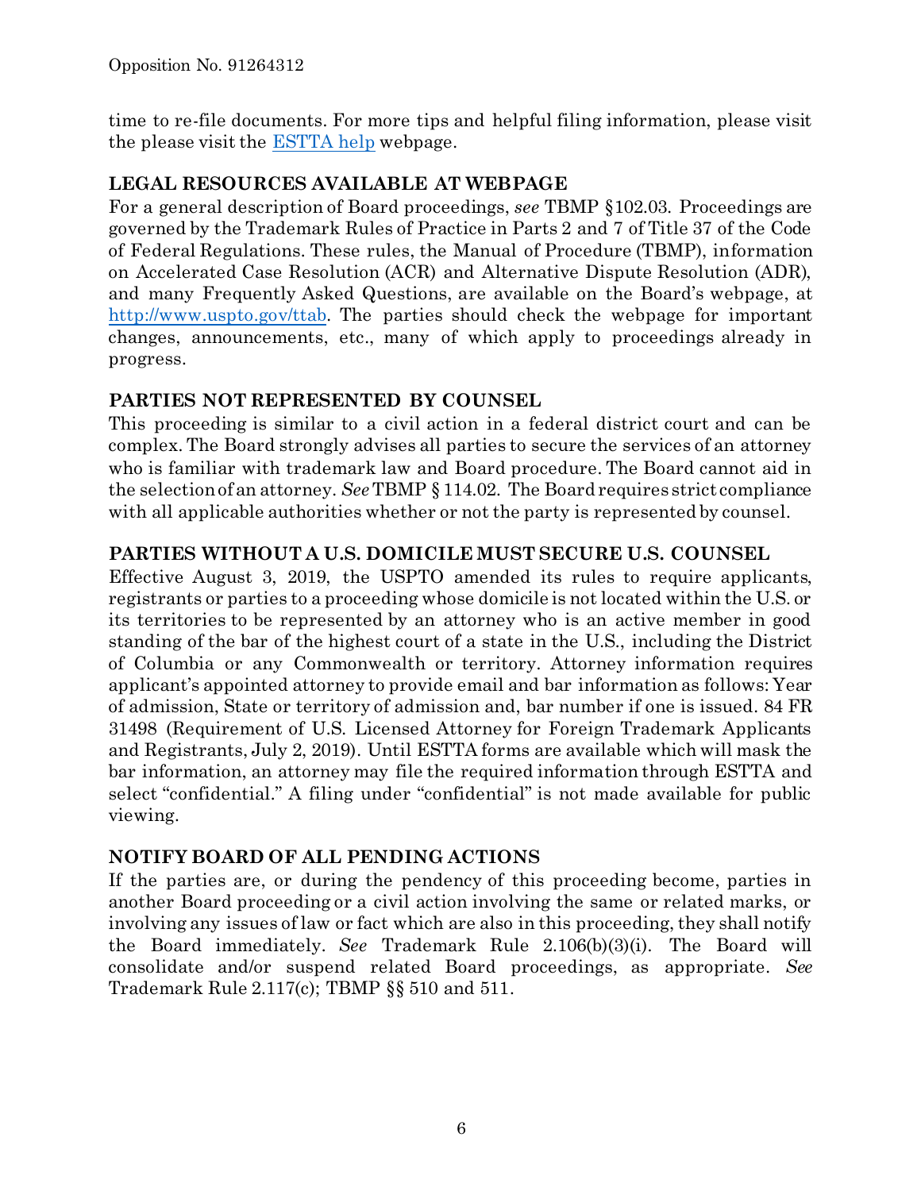time to re-file documents. For more tips and helpful filing information, please visit the please visit the [ESTTA help](#) webpage.

**LEGAL RESOURCES AVAILABLE AT WEBPAGE**

For a general description of Board proceedings, *see* TBMP §102.03. Proceedings are governed by the Trademark Rules of Practice in Parts 2 and 7 of Title 37 of the Code of Federal Regulations. These rules, the Manual of Procedure (TBMP), information on Accelerated Case Resolution (ACR) and Alternative Dispute Resolution (ADR), and many Frequently Asked Questions, are available on the Board's webpage, at http://www.uspto.gov/ttab. The parties should check the webpage for important changes, announcements, etc., many of which apply to proceedings already in progress.

**PARTIES NOT REPRESENTED BY COUNSEL**

This proceeding is similar to a civil action in a federal district court and can be complex. The Board strongly advises all parties to secure the services of an attorney who is familiar with trademark law and Board procedure. The Board cannot aid in the selection of an attorney. *See* TBMP § 114.02. The Board requires strict compliance with all applicable authorities whether or not the party is represented by counsel.

**PARTIES WITHOUT A U.S. DOMICILE MUST SECURE U.S. COUNSEL**

Effective August 3, 2019, the USPTO amended its rules to require applicants, registrants or parties to a proceeding whose domicile is not located within the U.S. or its territories to be represented by an attorney who is an active member in good standing of the bar of the highest court of a state in the U.S., including the District of Columbia or any Commonwealth or territory. Attorney information requires applicant's appointed attorney to provide email and bar information as follows: Year of admission, State or territory of admission and, bar number if one is issued. 84 FR 31498 (Requirement of U.S. Licensed Attorney for Foreign Trademark Applicants and Registrants, July 2, 2019). Until ESTTA forms are available which will mask the bar information, an attorney may file the required information through ESTTA and select "confidential." A filing under "confidential" is not made available for public viewing.

**NOTIFY BOARD OF ALL PENDING ACTIONS**

If the parties are, or during the pendency of this proceeding become, parties in another Board proceeding or a civil action involving the same or related marks, or involving any issues of law or fact which are also in this proceeding, they shall notify the Board immediately. *See* Trademark Rule 2.106(b)(3)(i). The Board will consolidate and/or suspend related Board proceedings, as appropriate. *See* Trademark Rule 2.117(c); TBMP §§ 510 and 511.